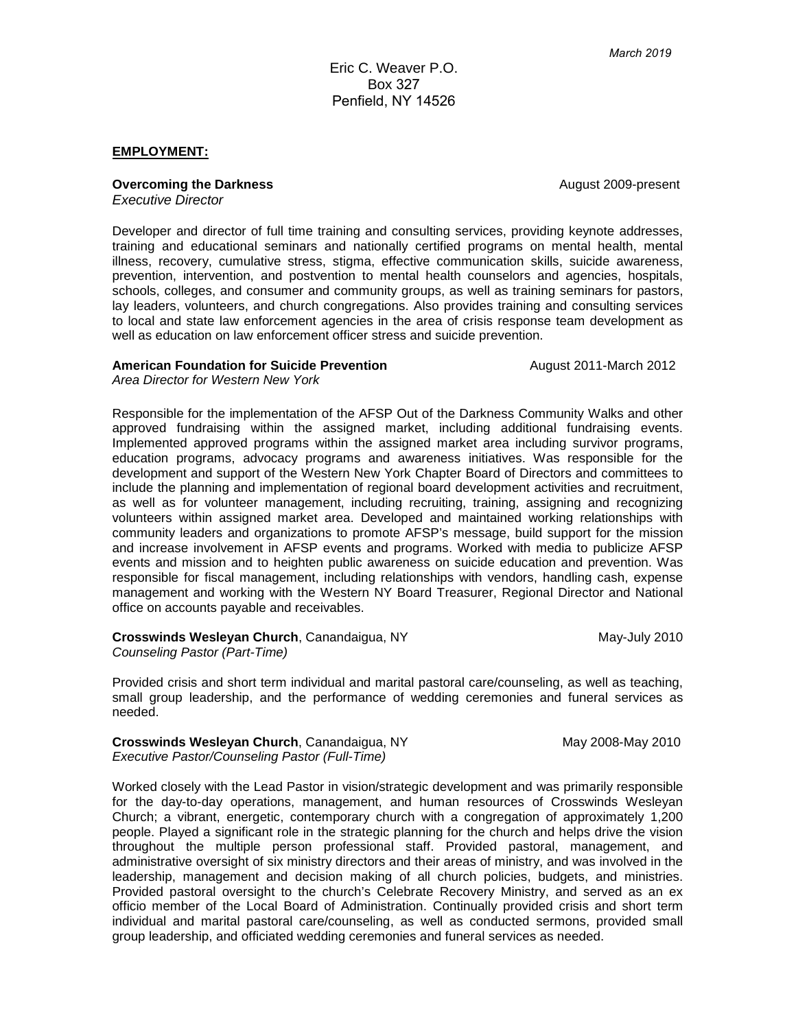*March 2019*

Eric C. Weaver P.O.
Box 327
Penfield, NY 14526

**EMPLOYMENT:**

**Overcoming the Darkness** August 2009-present
*Executive Director*

Developer and director of full time training and consulting services, providing keynote addresses, training and educational seminars and nationally certified programs on mental health, mental illness, recovery, cumulative stress, stigma, effective communication skills, suicide awareness, prevention, intervention, and postvention to mental health counselors and agencies, hospitals, schools, colleges, and consumer and community groups, as well as training seminars for pastors, lay leaders, volunteers, and church congregations. Also provides training and consulting services to local and state law enforcement agencies in the area of crisis response team development as well as education on law enforcement officer stress and suicide prevention.

**American Foundation for Suicide Prevention** August 2011-March 2012
*Area Director for Western New York*

Responsible for the implementation of the AFSP Out of the Darkness Community Walks and other approved fundraising within the assigned market, including additional fundraising events. Implemented approved programs within the assigned market area including survivor programs, education programs, advocacy programs and awareness initiatives. Was responsible for the development and support of the Western New York Chapter Board of Directors and committees to include the planning and implementation of regional board development activities and recruitment, as well as for volunteer management, including recruiting, training, assigning and recognizing volunteers within assigned market area. Developed and maintained working relationships with community leaders and organizations to promote AFSP's message, build support for the mission and increase involvement in AFSP events and programs. Worked with media to publicize AFSP events and mission and to heighten public awareness on suicide education and prevention. Was responsible for fiscal management, including relationships with vendors, handling cash, expense management and working with the Western NY Board Treasurer, Regional Director and National office on accounts payable and receivables.

**Crosswinds Wesleyan Church**, Canandaigua, NY May-July 2010
*Counseling Pastor (Part-Time)*

Provided crisis and short term individual and marital pastoral care/counseling, as well as teaching, small group leadership, and the performance of wedding ceremonies and funeral services as needed.

**Crosswinds Wesleyan Church**, Canandaigua, NY May 2008-May 2010
*Executive Pastor/Counseling Pastor (Full-Time)*

Worked closely with the Lead Pastor in vision/strategic development and was primarily responsible for the day-to-day operations, management, and human resources of Crosswinds Wesleyan Church; a vibrant, energetic, contemporary church with a congregation of approximately 1,200 people. Played a significant role in the strategic planning for the church and helps drive the vision throughout the multiple person professional staff. Provided pastoral, management, and administrative oversight of six ministry directors and their areas of ministry, and was involved in the leadership, management and decision making of all church policies, budgets, and ministries. Provided pastoral oversight to the church's Celebrate Recovery Ministry, and served as an ex officio member of the Local Board of Administration. Continually provided crisis and short term individual and marital pastoral care/counseling, as well as conducted sermons, provided small group leadership, and officiated wedding ceremonies and funeral services as needed.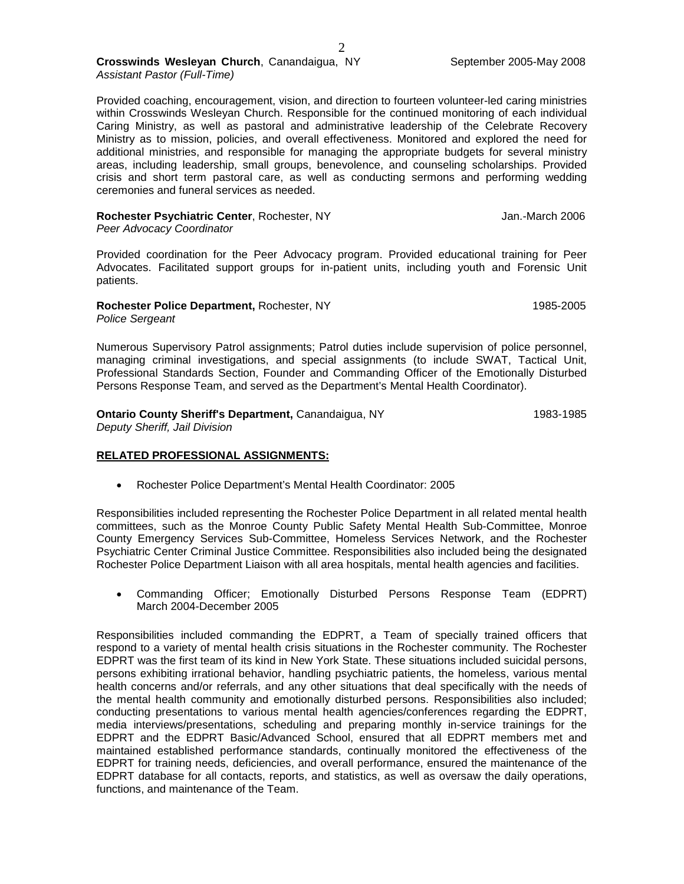**Crosswinds Wesleyan Church**, Canandaigua, NY September 2005-May 2008
*Assistant Pastor (Full-Time)*

Provided coaching, encouragement, vision, and direction to fourteen volunteer-led caring ministries within Crosswinds Wesleyan Church. Responsible for the continued monitoring of each individual Caring Ministry, as well as pastoral and administrative leadership of the Celebrate Recovery Ministry as to mission, policies, and overall effectiveness. Monitored and explored the need for additional ministries, and responsible for managing the appropriate budgets for several ministry areas, including leadership, small groups, benevolence, and counseling scholarships. Provided crisis and short term pastoral care, as well as conducting sermons and performing wedding ceremonies and funeral services as needed.

**Rochester Psychiatric Center**, Rochester, NY Jan.-March 2006
*Peer Advocacy Coordinator*

Provided coordination for the Peer Advocacy program. Provided educational training for Peer Advocates. Facilitated support groups for in-patient units, including youth and Forensic Unit patients.

**Rochester Police Department,** Rochester, NY 1985-2005
*Police Sergeant*

Numerous Supervisory Patrol assignments; Patrol duties include supervision of police personnel, managing criminal investigations, and special assignments (to include SWAT, Tactical Unit, Professional Standards Section, Founder and Commanding Officer of the Emotionally Disturbed Persons Response Team, and served as the Department's Mental Health Coordinator).

**Ontario County Sheriff's Department,** Canandaigua, NY 1983-1985
*Deputy Sheriff, Jail Division*

## RELATED PROFESSIONAL ASSIGNMENTS:

- Rochester Police Department's Mental Health Coordinator: 2005

Responsibilities included representing the Rochester Police Department in all related mental health committees, such as the Monroe County Public Safety Mental Health Sub-Committee, Monroe County Emergency Services Sub-Committee, Homeless Services Network, and the Rochester Psychiatric Center Criminal Justice Committee. Responsibilities also included being the designated Rochester Police Department Liaison with all area hospitals, mental health agencies and facilities.

- Commanding Officer; Emotionally Disturbed Persons Response Team (EDPRT) March 2004-December 2005

Responsibilities included commanding the EDPRT, a Team of specially trained officers that respond to a variety of mental health crisis situations in the Rochester community. The Rochester EDPRT was the first team of its kind in New York State. These situations included suicidal persons, persons exhibiting irrational behavior, handling psychiatric patients, the homeless, various mental health concerns and/or referrals, and any other situations that deal specifically with the needs of the mental health community and emotionally disturbed persons. Responsibilities also included; conducting presentations to various mental health agencies/conferences regarding the EDPRT, media interviews/presentations, scheduling and preparing monthly in-service trainings for the EDPRT and the EDPRT Basic/Advanced School, ensured that all EDPRT members met and maintained established performance standards, continually monitored the effectiveness of the EDPRT for training needs, deficiencies, and overall performance, ensured the maintenance of the EDPRT database for all contacts, reports, and statistics, as well as oversaw the daily operations, functions, and maintenance of the Team.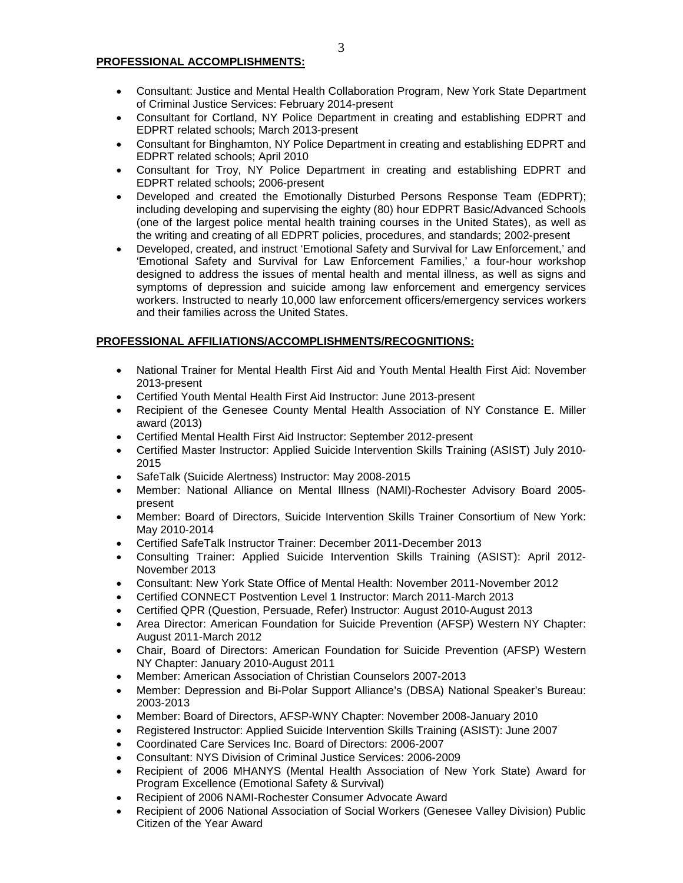**PROFESSIONAL ACCOMPLISHMENTS:**

- Consultant: Justice and Mental Health Collaboration Program, New York State Department of Criminal Justice Services: February 2014-present
- Consultant for Cortland, NY Police Department in creating and establishing EDPRT and EDPRT related schools; March 2013-present
- Consultant for Binghamton, NY Police Department in creating and establishing EDPRT and EDPRT related schools; April 2010
- Consultant for Troy, NY Police Department in creating and establishing EDPRT and EDPRT related schools; 2006-present
- Developed and created the Emotionally Disturbed Persons Response Team (EDPRT); including developing and supervising the eighty (80) hour EDPRT Basic/Advanced Schools (one of the largest police mental health training courses in the United States), as well as the writing and creating of all EDPRT policies, procedures, and standards; 2002-present
- Developed, created, and instruct 'Emotional Safety and Survival for Law Enforcement,' and 'Emotional Safety and Survival for Law Enforcement Families,' a four-hour workshop designed to address the issues of mental health and mental illness, as well as signs and symptoms of depression and suicide among law enforcement and emergency services workers. Instructed to nearly 10,000 law enforcement officers/emergency services workers and their families across the United States.

**PROFESSIONAL AFFILIATIONS/ACCOMPLISHMENTS/RECOGNITIONS:**

- National Trainer for Mental Health First Aid and Youth Mental Health First Aid: November 2013-present
- Certified Youth Mental Health First Aid Instructor: June 2013-present
- Recipient of the Genesee County Mental Health Association of NY Constance E. Miller award (2013)
- Certified Mental Health First Aid Instructor: September 2012-present
- Certified Master Instructor: Applied Suicide Intervention Skills Training (ASIST) July 2010-2015
- SafeTalk (Suicide Alertness) Instructor: May 2008-2015
- Member: National Alliance on Mental Illness (NAMI)-Rochester Advisory Board 2005-present
- Member: Board of Directors, Suicide Intervention Skills Trainer Consortium of New York: May 2010-2014
- Certified SafeTalk Instructor Trainer: December 2011-December 2013
- Consulting Trainer: Applied Suicide Intervention Skills Training (ASIST): April 2012-November 2013
- Consultant: New York State Office of Mental Health: November 2011-November 2012
- Certified CONNECT Postvention Level 1 Instructor: March 2011-March 2013
- Certified QPR (Question, Persuade, Refer) Instructor: August 2010-August 2013
- Area Director: American Foundation for Suicide Prevention (AFSP) Western NY Chapter: August 2011-March 2012
- Chair, Board of Directors: American Foundation for Suicide Prevention (AFSP) Western NY Chapter: January 2010-August 2011
- Member: American Association of Christian Counselors 2007-2013
- Member: Depression and Bi-Polar Support Alliance's (DBSA) National Speaker's Bureau: 2003-2013
- Member: Board of Directors, AFSP-WNY Chapter: November 2008-January 2010
- Registered Instructor: Applied Suicide Intervention Skills Training (ASIST): June 2007
- Coordinated Care Services Inc. Board of Directors: 2006-2007
- Consultant: NYS Division of Criminal Justice Services: 2006-2009
- Recipient of 2006 MHANYS (Mental Health Association of New York State) Award for Program Excellence (Emotional Safety & Survival)
- Recipient of 2006 NAMI-Rochester Consumer Advocate Award
- Recipient of 2006 National Association of Social Workers (Genesee Valley Division) Public Citizen of the Year Award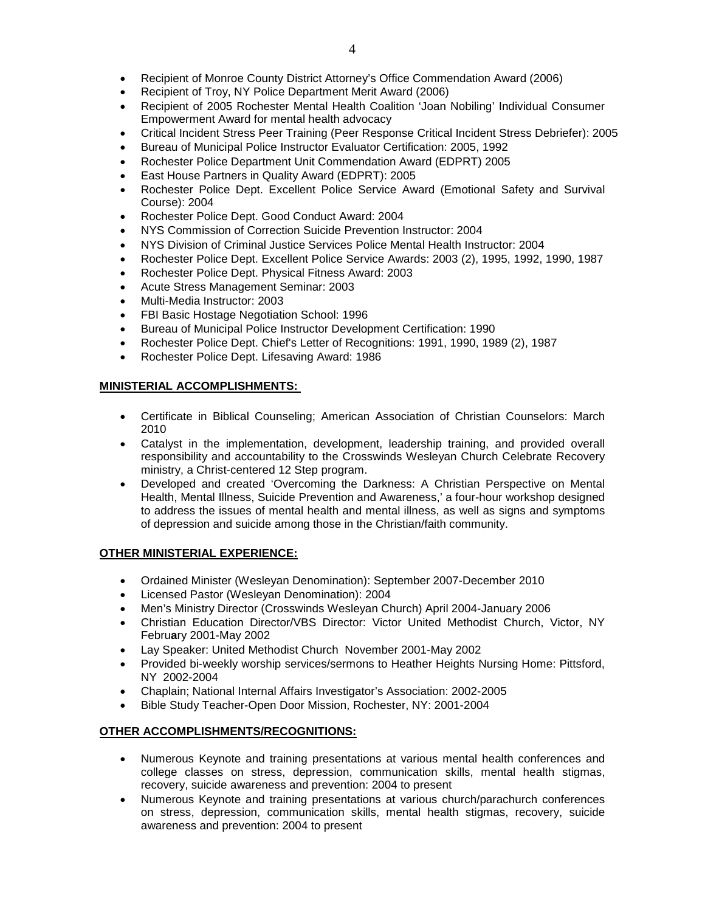- Recipient of Monroe County District Attorney's Office Commendation Award (2006)
- Recipient of Troy, NY Police Department Merit Award (2006)
- Recipient of 2005 Rochester Mental Health Coalition 'Joan Nobiling' Individual Consumer Empowerment Award for mental health advocacy
- Critical Incident Stress Peer Training (Peer Response Critical Incident Stress Debriefer): 2005
- Bureau of Municipal Police Instructor Evaluator Certification: 2005, 1992
- Rochester Police Department Unit Commendation Award (EDPRT) 2005
- East House Partners in Quality Award (EDPRT): 2005
- Rochester Police Dept. Excellent Police Service Award (Emotional Safety and Survival Course): 2004
- Rochester Police Dept. Good Conduct Award: 2004
- NYS Commission of Correction Suicide Prevention Instructor: 2004
- NYS Division of Criminal Justice Services Police Mental Health Instructor: 2004
- Rochester Police Dept. Excellent Police Service Awards: 2003 (2), 1995, 1992, 1990, 1987
- Rochester Police Dept. Physical Fitness Award: 2003
- Acute Stress Management Seminar: 2003
- Multi-Media Instructor: 2003
- FBI Basic Hostage Negotiation School: 1996
- Bureau of Municipal Police Instructor Development Certification: 1990
- Rochester Police Dept. Chief's Letter of Recognitions: 1991, 1990, 1989 (2), 1987
- Rochester Police Dept. Lifesaving Award: 1986

**MINISTERIAL ACCOMPLISHMENTS:**

- Certificate in Biblical Counseling; American Association of Christian Counselors: March 2010
- Catalyst in the implementation, development, leadership training, and provided overall responsibility and accountability to the Crosswinds Wesleyan Church Celebrate Recovery ministry, a Christ-centered 12 Step program.
- Developed and created 'Overcoming the Darkness: A Christian Perspective on Mental Health, Mental Illness, Suicide Prevention and Awareness,' a four-hour workshop designed to address the issues of mental health and mental illness, as well as signs and symptoms of depression and suicide among those in the Christian/faith community.

**OTHER MINISTERIAL EXPERIENCE:**

- Ordained Minister (Wesleyan Denomination): September 2007-December 2010
- Licensed Pastor (Wesleyan Denomination): 2004
- Men's Ministry Director (Crosswinds Wesleyan Church) April 2004-January 2006
- Christian Education Director/VBS Director: Victor United Methodist Church, Victor, NY February 2001-May 2002
- Lay Speaker: United Methodist Church November 2001-May 2002
- Provided bi-weekly worship services/sermons to Heather Heights Nursing Home: Pittsford, NY 2002-2004
- Chaplain; National Internal Affairs Investigator's Association: 2002-2005
- Bible Study Teacher-Open Door Mission, Rochester, NY: 2001-2004

**OTHER ACCOMPLISHMENTS/RECOGNITIONS:**

- Numerous Keynote and training presentations at various mental health conferences and college classes on stress, depression, communication skills, mental health stigmas, recovery, suicide awareness and prevention: 2004 to present
- Numerous Keynote and training presentations at various church/parachurch conferences on stress, depression, communication skills, mental health stigmas, recovery, suicide awareness and prevention: 2004 to present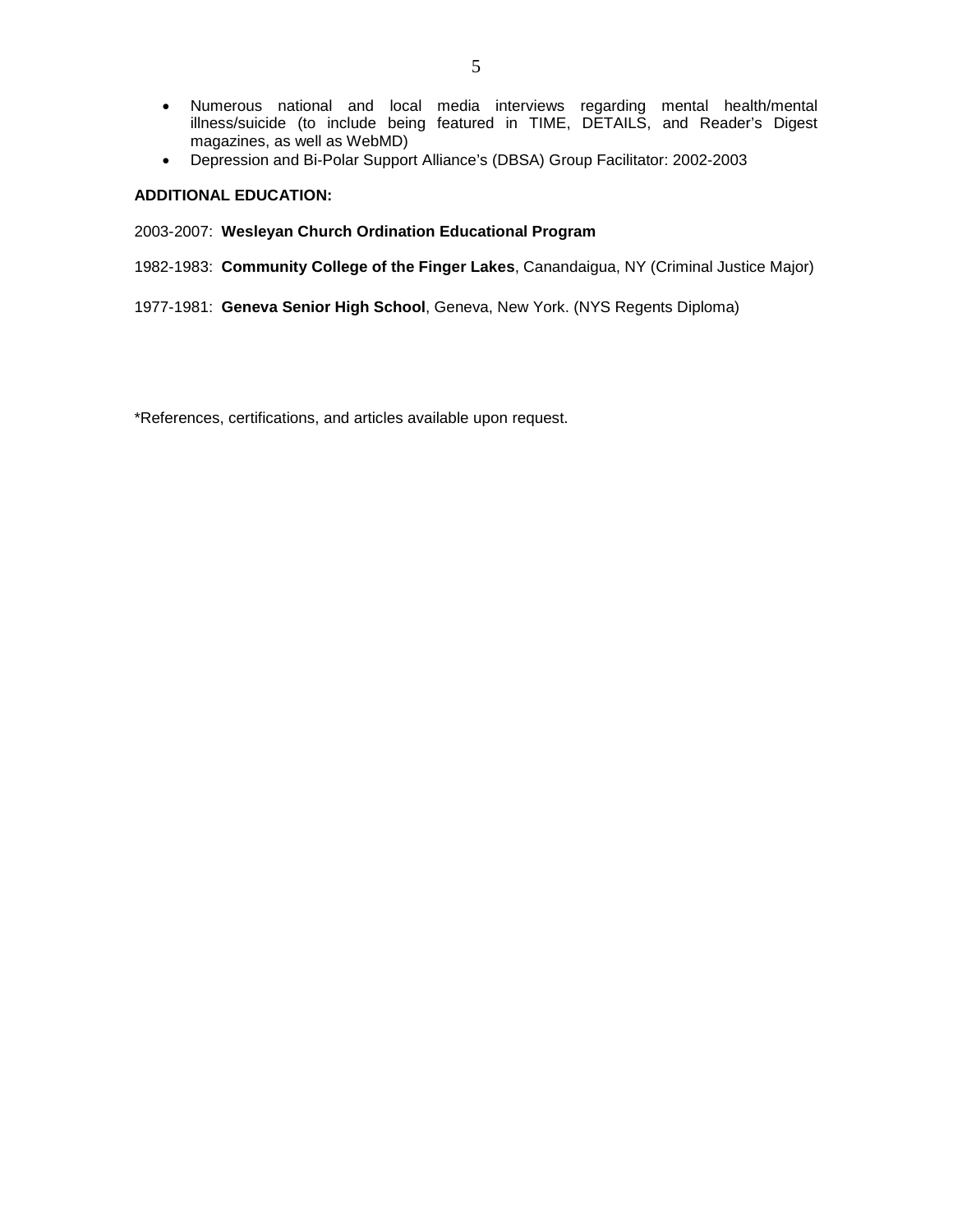- Numerous national and local media interviews regarding mental health/mental illness/suicide (to include being featured in TIME, DETAILS, and Reader's Digest magazines, as well as WebMD)
- Depression and Bi-Polar Support Alliance's (DBSA) Group Facilitator: 2002-2003

**ADDITIONAL EDUCATION:**

2003-2007: **Wesleyan Church Ordination Educational Program**

1982-1983: **Community College of the Finger Lakes**, Canandaigua, NY (Criminal Justice Major)

1977-1981: **Geneva Senior High School**, Geneva, New York. (NYS Regents Diploma)

*References, certifications, and articles available upon request.